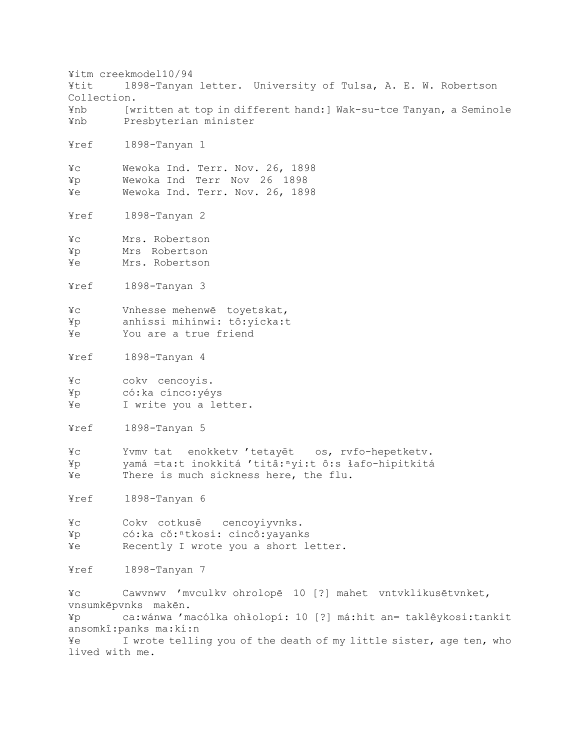¥itm creekmodel10/94
¥tit 1898-Tanyan letter. University of Tulsa, A. E. W. Robertson Collection.
¥nb [written at top in different hand:] Wak-su-tce Tanyan, a Seminole
¥nb Presbyterian minister

¥ref 1898-Tanyan 1

¥c Wewoka Ind. Terr. Nov. 26, 1898
¥p Wewoka Ind Terr Nov 26 1898
¥e Wewoka Ind. Terr. Nov. 26, 1898

¥ref 1898-Tanyan 2

¥c Mrs. Robertson
¥p Mrs Robertson
¥e Mrs. Robertson

¥ref 1898-Tanyan 3

¥c Vnhesse mehenwē toyetskat,
¥p anhíssi mihínwi: tô:yícka:t
¥e You are a true friend

¥ref 1898-Tanyan 4

¥c cokv cencoyis.
¥p có:ka cínco:yéys
¥e I write you a letter.

¥ref 1898-Tanyan 5

¥c Yvmv tat enokketv 'tetayēt os, rvfo-hepetketv.
¥p yamá =ta:t inokkitá 'titâ:$^n$yi:t ô:s ɬafo-hipitkitá
¥e There is much sickness here, the flu.

¥ref 1898-Tanyan 6

¥c Cokv cotkusē cencoyiyvnks.
¥p có:ka cǒ:$^n$tkosi: cincô:yayanks
¥e Recently I wrote you a short letter.

¥ref 1898-Tanyan 7

¥c Cawvnwv 'mvculkv ohrolopē 10 [?] mahet vntvklikusētvnket, vnsumkēpvnks makēn.
¥p ca:wánwa 'macólka ohɬolopí: 10 [?] má:hit an= taklêykosi:tankit ansomkî:panks ma:kí:n
¥e I wrote telling you of the death of my little sister, age ten, who lived with me.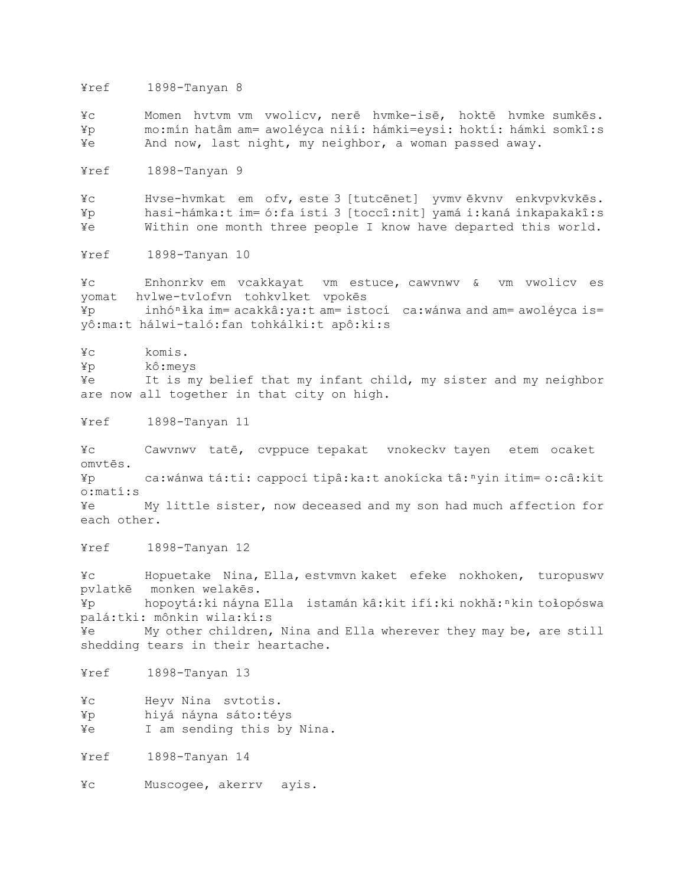¥ref 1898-Tanyan 8

¥c Momen hvtvm vm vwolicv, nerē hvmke-isē, hoktē hvmke sumkēs.
¥p mo:mín hatâm am= awoléyca niɬí: hámki=eysi: hoktí: hámki somkî:s
¥e And now, last night, my neighbor, a woman passed away.

¥ref 1898-Tanyan 9

¥c Hvse-hvmkat em ofv, este 3 [tutcēnet] yvmv ēkvnv enkvpvkvkēs.
¥p hasi-hámka:t im= ó:fa ísti 3 [toccî:nit] yamá i:kaná inkapakakî:s
¥e Within one month three people I know have departed this world.

¥ref 1898-Tanyan 10

¥c Enhonrkv em vcakkayat vm estuce, cawvnwv & vm vwolicv es yomat hvlwe-tvlofvn tohkvlket vpokēs
¥p inhóⁿɬka im= acakkâ:ya:t am= istocí ca:wánwa and am= awoléyca is= yô:ma:t hálwi-taló:fan tohkálki:t apô:ki:s

¥c komis.
¥p kô:meys
¥e It is my belief that my infant child, my sister and my neighbor are now all together in that city on high.

¥ref 1898-Tanyan 11

¥c Cawvnwv tatē, cvppuce tepakat vnokeckv tayen etem ocaket omvtēs.
¥p ca:wánwa tá:ti: cappocí tipâ:ka:t anokícka tâ:ⁿyin itim= o:câ:kit o:matí:s
¥e My little sister, now deceased and my son had much affection for each other.

¥ref 1898-Tanyan 12

¥c Hopuetake Nina, Ella, estvmvn kaket efeke nokhoken, turopuswv pvlatkē monken welakēs.
¥p hopoytá:ki náyna Ella istamán kâ:kit ifí:ki nokhǎ:ⁿkin toɬopóswa palá:tki: mônkin wila:kí:s
¥e My other children, Nina and Ella wherever they may be, are still shedding tears in their heartache.

¥ref 1898-Tanyan 13

¥c Heyv Nina svtotis.
¥p hiyá náyna sáto:téys
¥e I am sending this by Nina.

¥ref 1898-Tanyan 14

¥c Muscogee, akerrv ayis.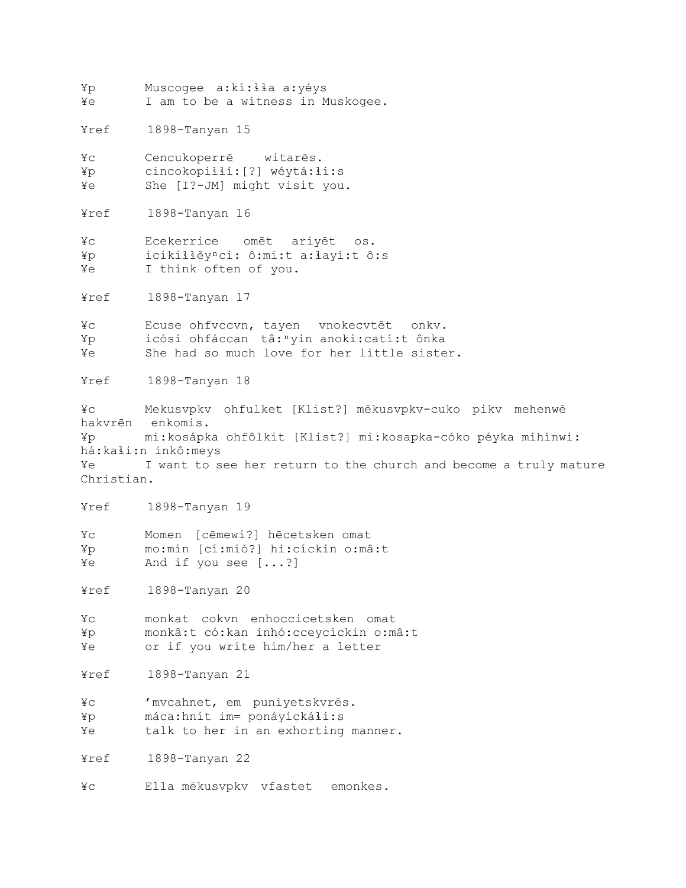¥p Muscogee a:kí:ɬɬa a:yéys
¥e I am to be a witness in Muskogee.

¥ref 1898-Tanyan 15

¥c Cencukoperrē witarēs.
¥p cincokopiɬɬí:[?] wéytá:ɬi:s
¥e She [I?-JM] might visit you.

¥ref 1898-Tanyan 16

¥c Ecekerrice omēt ariyēt os.
¥p icikiɬɬĕy$^{n}$ci: ô:mi:t a:ɬayí:t ô:s
¥e I think often of you.

¥ref 1898-Tanyan 17

¥c Ecuse ohfvccvn, tayen vnokecvtēt onkv.
¥p icósi ohfáccan tâ:$^{n}$yin anoki:catí:t ônka
¥e She had so much love for her little sister.

¥ref 1898-Tanyan 18

¥c Mekusvpkv ohfulket [Klist?] mēkusvpkv-cuko pikv mehenwē hakvrēn enkomis.
¥p mi:kosápka ohfôlkit [Klist?] mi:kosapka-cóko péyka mihínwi: há:kaɬi:n inkô:meys
¥e I want to see her return to the church and become a truly mature Christian.

¥ref 1898-Tanyan 19

¥c Momen [cēmewi?] hēcetsken omat
¥p mo:mín [cí:mió?] hi:cíckin o:mâ:t
¥e And if you see [...?]

¥ref 1898-Tanyan 20

¥c monkat cokvn enhoccicetsken omat
¥p monkâ:t có:kan inhó:cceycíckin o:mâ:t
¥e or if you write him/her a letter

¥ref 1898-Tanyan 21

¥c ’mvcahnet, em puniyetskvrēs.
¥p máca:hnít im= ponáyíckáɬi:s
¥e talk to her in an exhorting manner.

¥ref 1898-Tanyan 22

¥c Ella mēkusvpkv vfastet emonkes.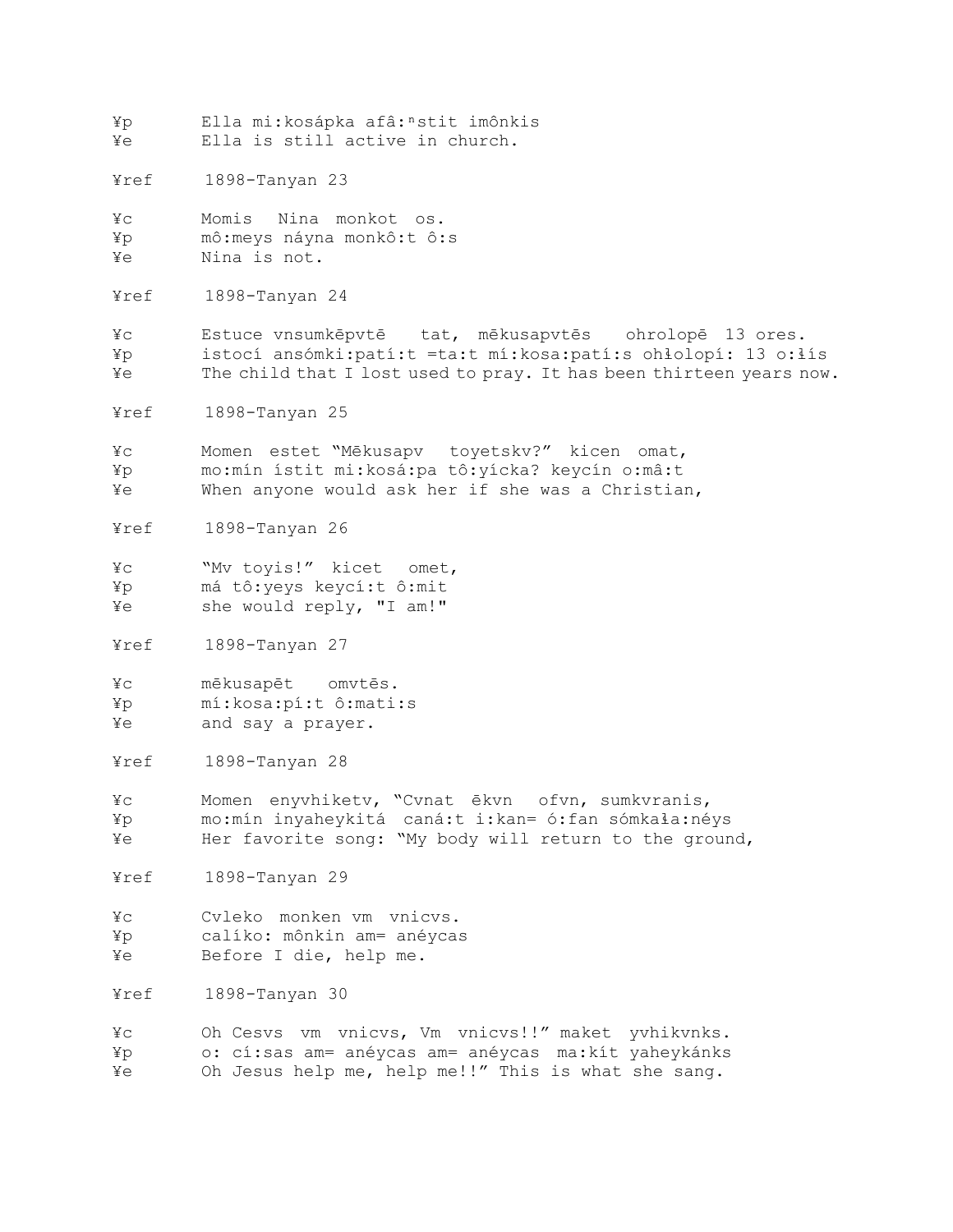```
¥p      Ella mi:kosápka afâ:ⁿstit imônkis
¥e      Ella is still active in church.

¥ref     1898-Tanyan 23

¥c      Momis  Nina  monkot  os.
¥p      mô:meys náyna monkô:t ô:s
¥e      Nina is not.

¥ref     1898-Tanyan 24

¥c      Estuce vnsumkēpvtē   tat,  mēkusapvtēs   ohrolopē  13 ores.
¥p      istocí ansómki:patí:t =ta:t mí:kosa:patí:s ohłolopí: 13 o:ɨís
¥e      The child that I lost used to pray. It has been thirteen years now.

¥ref     1898-Tanyan 25

¥c      Momen  estet “Mēkusapv   toyetskv?”  kicen  omat,
¥p      mo:mín ístit mi:kosá:pa tô:yícka? keycín o:mâ:t
¥e      When anyone would ask her if she was a Christian,

¥ref     1898-Tanyan 26

¥c      “Mv toyis!”  kicet   omet,
¥p      má tô:yeys keycí:t ô:mit
¥e      she would reply, "I am!"

¥ref     1898-Tanyan 27

¥c      mēkusapēt   omvtēs.
¥p      mí:kosa:pí:t ô:mati:s
¥e      and say a prayer.

¥ref     1898-Tanyan 28

¥c      Momen  enyvhiketv, “Cvnat  ēkvn   ofvn, sumkvranis,
¥p      mo:mín inyaheykitá  caná:t i:kan= ó:fan sómkała:néys
¥e      Her favorite song: “My body will return to the ground,

¥ref     1898-Tanyan 29

¥c      Cvleko  monken vm  vnicvs.
¥p      calíko: mônkin am= anéycas
¥e      Before I die, help me.

¥ref     1898-Tanyan 30

¥c      Oh Cesvs  vm  vnicvs, Vm  vnicvs!!” maket  yvhikvnks.
¥p      o: cí:sas am= anéycas am= anéycas  ma:kít yaheykánks
¥e      Oh Jesus help me, help me!!” This is what she sang.
```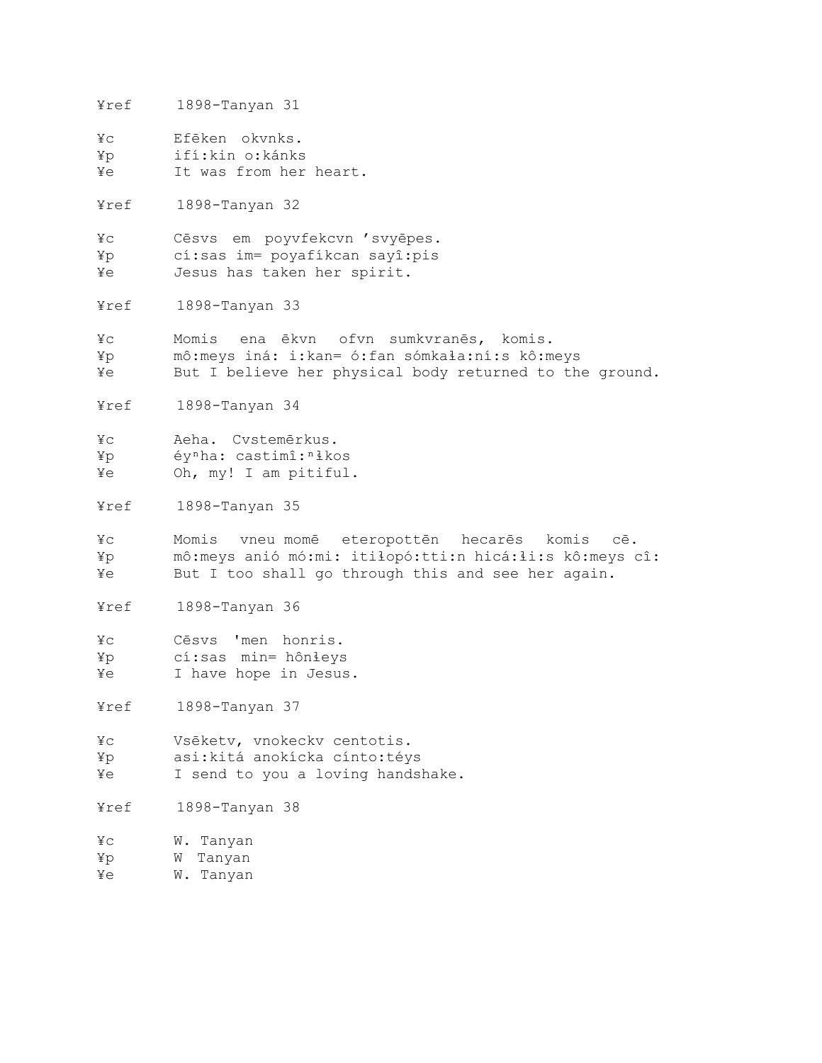¥ref 1898-Tanyan 31

¥c Efēken okvnks.
¥p ifí:kin o:kánks
¥e It was from her heart.

¥ref 1898-Tanyan 32

¥c Cēsvs em poyvfekcvn ’svyēpes.
¥p cí:sas im= poyafíkcan sayî:pis
¥e Jesus has taken her spirit.

¥ref 1898-Tanyan 33

¥c Momis ena ēkvn ofvn sumkvranēs, komis.
¥p mô:meys iná: i:kan= ó:fan sómkała:ní:s kô:meys
¥e But I believe her physical body returned to the ground.

¥ref 1898-Tanyan 34

¥c Aeha. Cvstemērkus.
¥p éy$^{n}$ha: castimî:$^{n}$łkos
¥e Oh, my! I am pitiful.

¥ref 1898-Tanyan 35

¥c Momis vneu momē eteropottēn hecarēs komis cē.
¥p mô:meys anió mó:mi: itiłopó:tti:n hicá:łi:s kô:meys cî:
¥e But I too shall go through this and see her again.

¥ref 1898-Tanyan 36

¥c Cēsvs 'men honris.
¥p cí:sas min= hônłeys
¥e I have hope in Jesus.

¥ref 1898-Tanyan 37

¥c Vsēketv, vnokeckv centotis.
¥p asi:kitá anokícka cínto:téys
¥e I send to you a loving handshake.

¥ref 1898-Tanyan 38

¥c W. Tanyan
¥p W Tanyan
¥e W. Tanyan